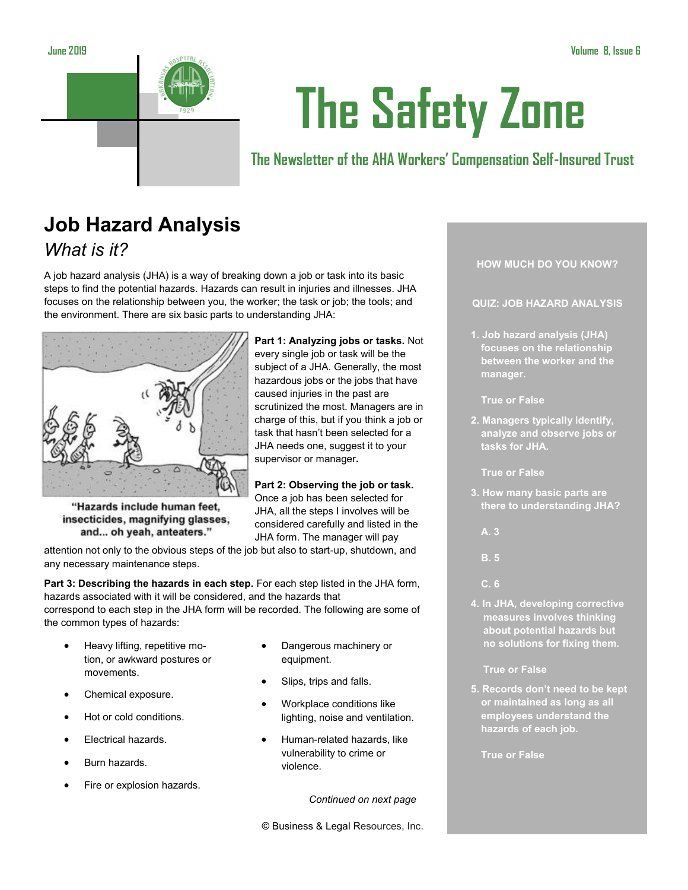# The Safety Zone

### The Newsletter of the AHA Workers' Compensation Self-Insured Trust

## Job Hazard Analysis

### *What is it?*

A job hazard analysis (JHA) is a way of breaking down a job or task into its basic steps to find the potential hazards. Hazards can result in injuries and illnesses. JHA focuses on the relationship between you, the worker; the task or job; the tools; and the environment. There are six basic parts to understanding JHA:

"Hazards include human feet, insecticides, magnifying glasses, and... oh yeah, anteaters."

**Part 1: Analyzing jobs or tasks.** Not every single job or task will be the subject of a JHA. Generally, the most hazardous jobs or the jobs that have caused injuries in the past are scrutinized the most. Managers are in charge of this, but if you think a job or task that hasn't been selected for a JHA needs one, suggest it to your supervisor or manager**.**

**Part 2: Observing the job or task.** Once a job has been selected for JHA, all the steps I involves will be considered carefully and listed in the JHA form. The manager will pay attention not only to the obvious steps of the job but also to start-up, shutdown, and any necessary maintenance steps.

**Part 3: Describing the hazards in each step.** For each step listed in the JHA form, hazards associated with it will be considered, and the hazards that correspond to each step in the JHA form will be recorded. The following are some of the common types of hazards:

- Heavy lifting, repetitive motion, or awkward postures or movements.
- Chemical exposure.
- Hot or cold conditions.
- Electrical hazards.
- Burn hazards.
- Fire or explosion hazards.
- Dangerous machinery or equipment.
- Slips, trips and falls.
- Workplace conditions like lighting, noise and ventilation.
- Human-related hazards, like vulnerability to crime or violence.

*Continued on next page*

© Business & Legal Resources, Inc.

**HOW MUCH DO YOU KNOW?**

**QUIZ: JOB HAZARD ANALYSIS**

1. **Job hazard analysis (JHA) focuses on the relationship between the worker and the manager.**

   **True or False**

2. **Managers typically identify, analyze and observe jobs or tasks for JHA.**

   **True or False**

3. **How many basic parts are there to understanding JHA?**

   **A. 3**

   **B. 5**

   **C. 6**

4. **In JHA, developing corrective measures involves thinking about potential hazards but no solutions for fixing them.**

   **True or False**

5. **Records don't need to be kept or maintained as long as all employees understand the hazards of each job.**

   **True or False**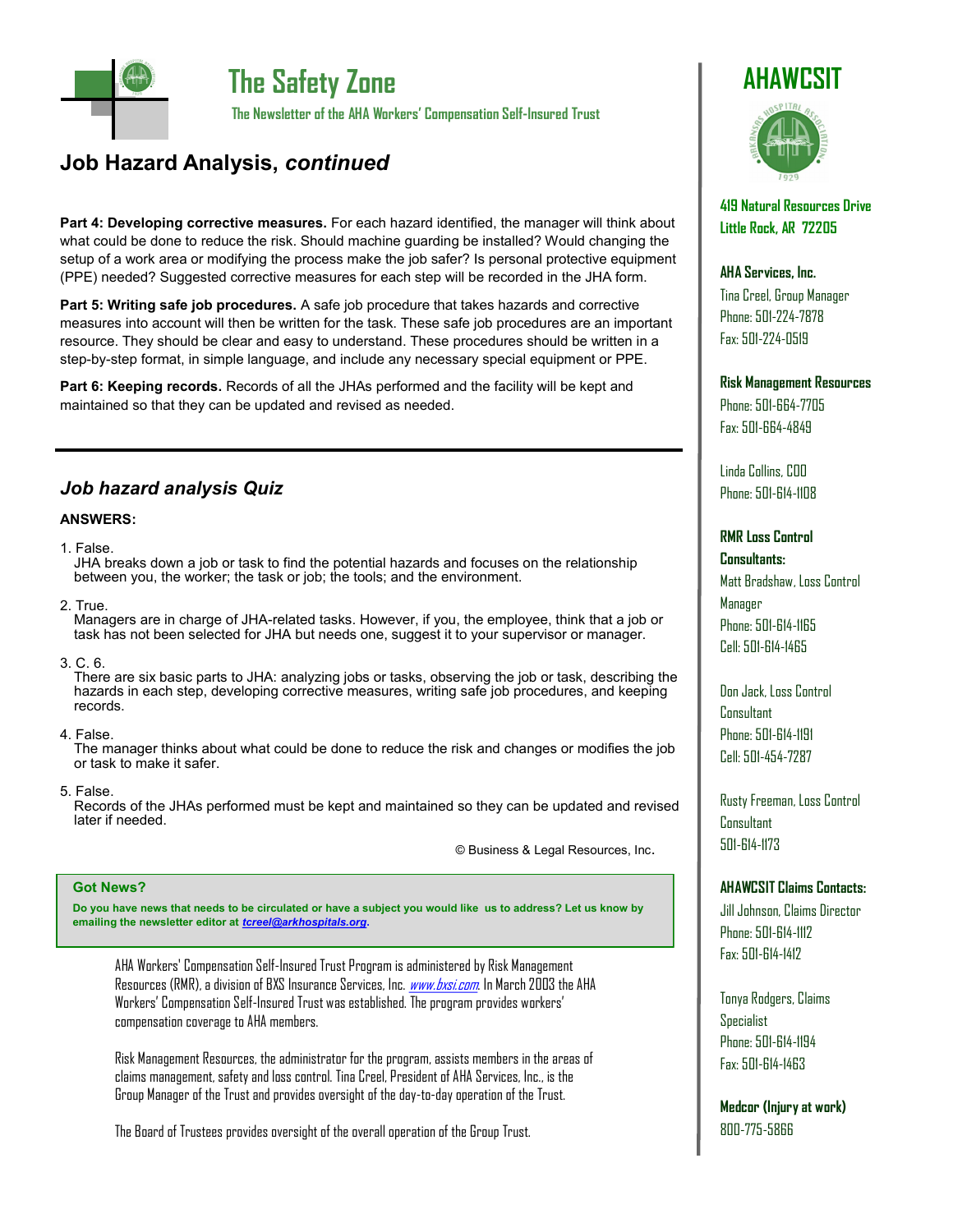# The Safety Zone

The Newsletter of the AHA Workers' Compensation Self-Insured Trust

## Job Hazard Analysis, *continued*

**Part 4: Developing corrective measures.** For each hazard identified, the manager will think about what could be done to reduce the risk. Should machine guarding be installed? Would changing the setup of a work area or modifying the process make the job safer? Is personal protective equipment (PPE) needed? Suggested corrective measures for each step will be recorded in the JHA form.

**Part 5: Writing safe job procedures.** A safe job procedure that takes hazards and corrective measures into account will then be written for the task. These safe job procedures are an important resource. They should be clear and easy to understand. These procedures should be written in a step-by-step format, in simple language, and include any necessary special equipment or PPE.

**Part 6: Keeping records.** Records of all the JHAs performed and the facility will be kept and maintained so that they can be updated and revised as needed.

## *Job hazard analysis Quiz*

**ANSWERS:**

1. False.
   JHA breaks down a job or task to find the potential hazards and focuses on the relationship between you, the worker; the task or job; the tools; and the environment.

2. True.
   Managers are in charge of JHA-related tasks. However, if you, the employee, think that a job or task has not been selected for JHA but needs one, suggest it to your supervisor or manager.

3. C. 6.
   There are six basic parts to JHA: analyzing jobs or tasks, observing the job or task, describing the hazards in each step, developing corrective measures, writing safe job procedures, and keeping records.

4. False.
   The manager thinks about what could be done to reduce the risk and changes or modifies the job or task to make it safer.

5. False.
   Records of the JHAs performed must be kept and maintained so they can be updated and revised later if needed.

© Business & Legal Resources, Inc.

**Got News?**

**Do you have news that needs to be circulated or have a subject you would like us to address? Let us know by emailing the newsletter editor at *tcreel@arkhospitals.org*.**

AHA Workers' Compensation Self-Insured Trust Program is administered by Risk Management Resources (RMR), a division of BXS Insurance Services, Inc. www.bxsi.com. In March 2003 the AHA Workers' Compensation Self-Insured Trust was established. The program provides workers' compensation coverage to AHA members.

Risk Management Resources, the administrator for the program, assists members in the areas of claims management, safety and loss control. Tina Creel, President of AHA Services, Inc., is the Group Manager of the Trust and provides oversight of the day-to-day operation of the Trust.

The Board of Trustees provides oversight of the overall operation of the Group Trust.

## AHAWCSIT

**419 Natural Resources Drive**
**Little Rock, AR 72205**

**AHA Services, Inc.**
Tina Creel, Group Manager
Phone: 501-224-7878
Fax: 501-224-0519

**Risk Management Resources**
Phone: 501-664-7705
Fax: 501-664-4849

Linda Collins, COO
Phone: 501-614-1108

**RMR Loss Control Consultants:**

Matt Bradshaw, Loss Control Manager
Phone: 501-614-1165
Cell: 501-614-1465

Don Jack, Loss Control Consultant
Phone: 501-614-1191
Cell: 501-454-7287

Rusty Freeman, Loss Control Consultant
501-614-1173

**AHAWCSIT Claims Contacts:**

Jill Johnson, Claims Director
Phone: 501-614-1112
Fax: 501-614-1412

Tonya Rodgers, Claims Specialist
Phone: 501-614-1194
Fax: 501-614-1463

**Medcor (Injury at work)**
800-775-5866